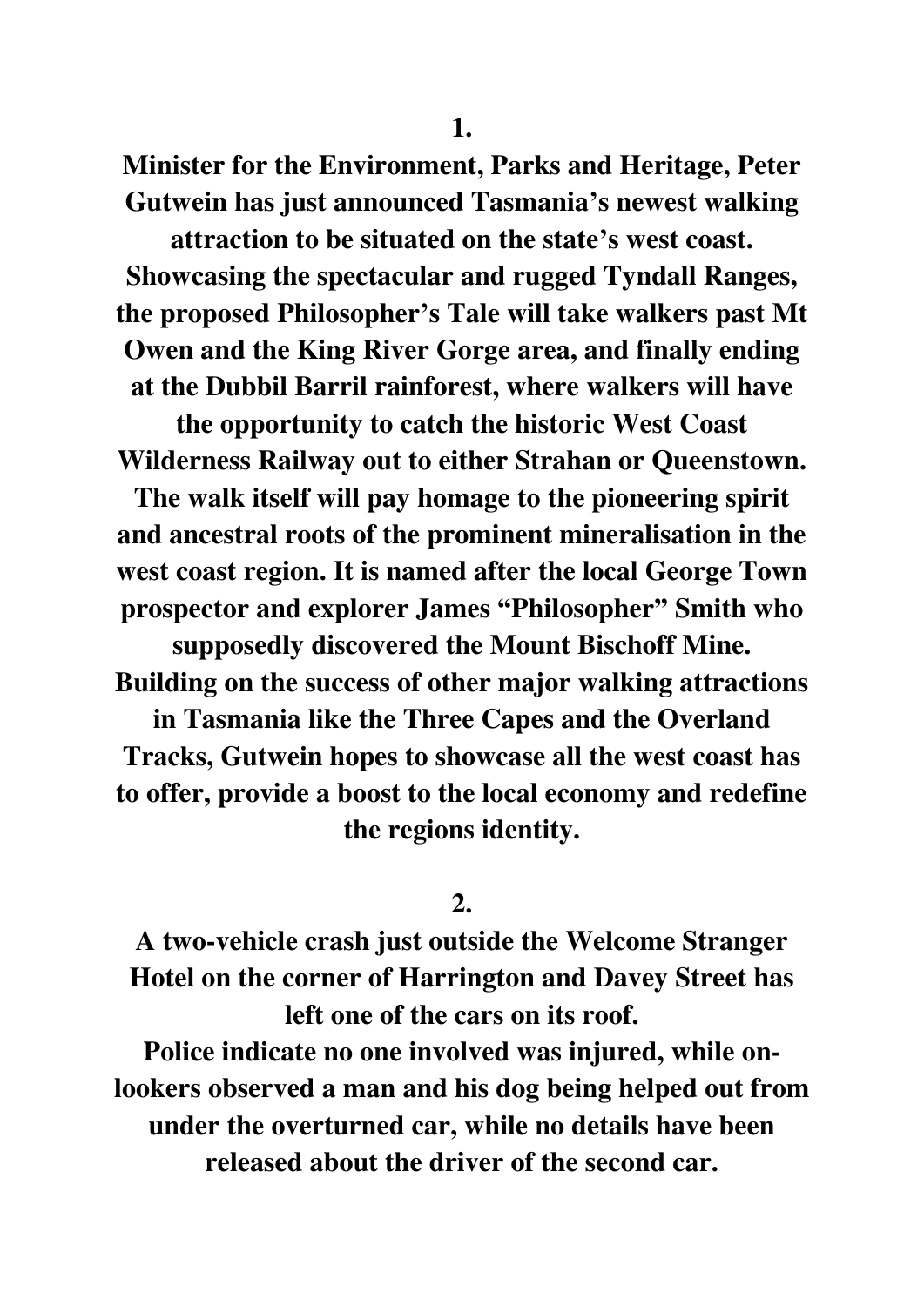**1.**

**Minister for the Environment, Parks and Heritage, Peter Gutwein has just announced Tasmania's newest walking attraction to be situated on the state's west coast. Showcasing the spectacular and rugged Tyndall Ranges, the proposed Philosopher's Tale will take walkers past Mt Owen and the King River Gorge area, and finally ending at the Dubbil Barril rainforest, where walkers will have the opportunity to catch the historic West Coast Wilderness Railway out to either Strahan or Queenstown. The walk itself will pay homage to the pioneering spirit and ancestral roots of the prominent mineralisation in the west coast region. It is named after the local George Town prospector and explorer James "Philosopher" Smith who supposedly discovered the Mount Bischoff Mine. Building on the success of other major walking attractions in Tasmania like the Three Capes and the Overland Tracks, Gutwein hopes to showcase all the west coast has to offer, provide a boost to the local economy and redefine the regions identity.**

**2.**

**A two-vehicle crash just outside the Welcome Stranger Hotel on the corner of Harrington and Davey Street has left one of the cars on its roof.**

**Police indicate no one involved was injured, while on-lookers observed a man and his dog being helped out from under the overturned car, while no details have been released about the driver of the second car.**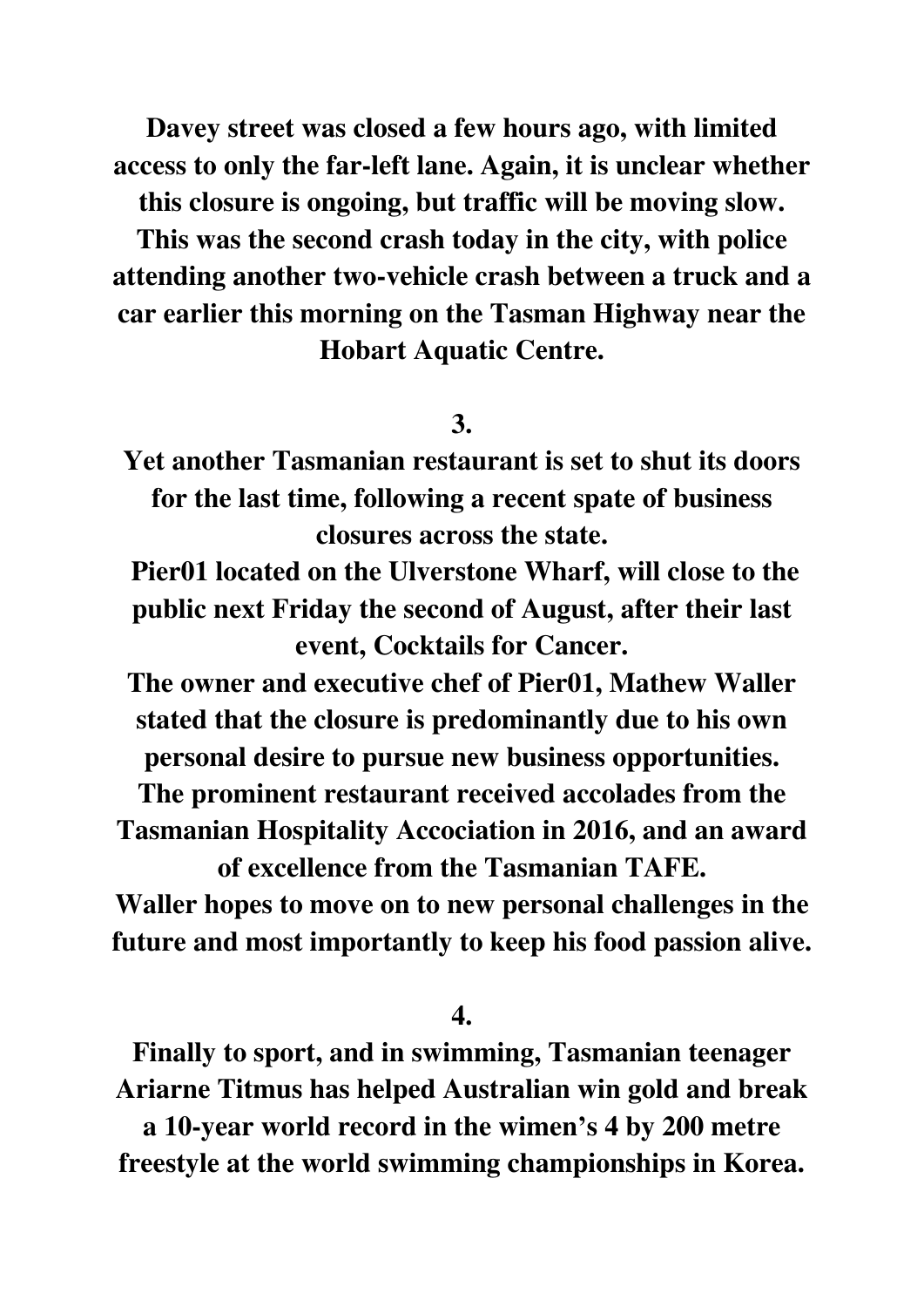**Davey street was closed a few hours ago, with limited access to only the far-left lane. Again, it is unclear whether this closure is ongoing, but traffic will be moving slow.**
**This was the second crash today in the city, with police attending another two-vehicle crash between a truck and a car earlier this morning on the Tasman Highway near the Hobart Aquatic Centre.**

**3.**

**Yet another Tasmanian restaurant is set to shut its doors for the last time, following a recent spate of business closures across the state.**
**Pier01 located on the Ulverstone Wharf, will close to the public next Friday the second of August, after their last event, Cocktails for Cancer.**
**The owner and executive chef of Pier01, Mathew Waller stated that the closure is predominantly due to his own personal desire to pursue new business opportunities.**
**The prominent restaurant received accolades from the Tasmanian Hospitality Accociation in 2016, and an award of excellence from the Tasmanian TAFE.**
**Waller hopes to move on to new personal challenges in the future and most importantly to keep his food passion alive.**

**4.**

**Finally to sport, and in swimming, Tasmanian teenager Ariarne Titmus has helped Australian win gold and break a 10-year world record in the wimen's 4 by 200 metre freestyle at the world swimming championships in Korea.**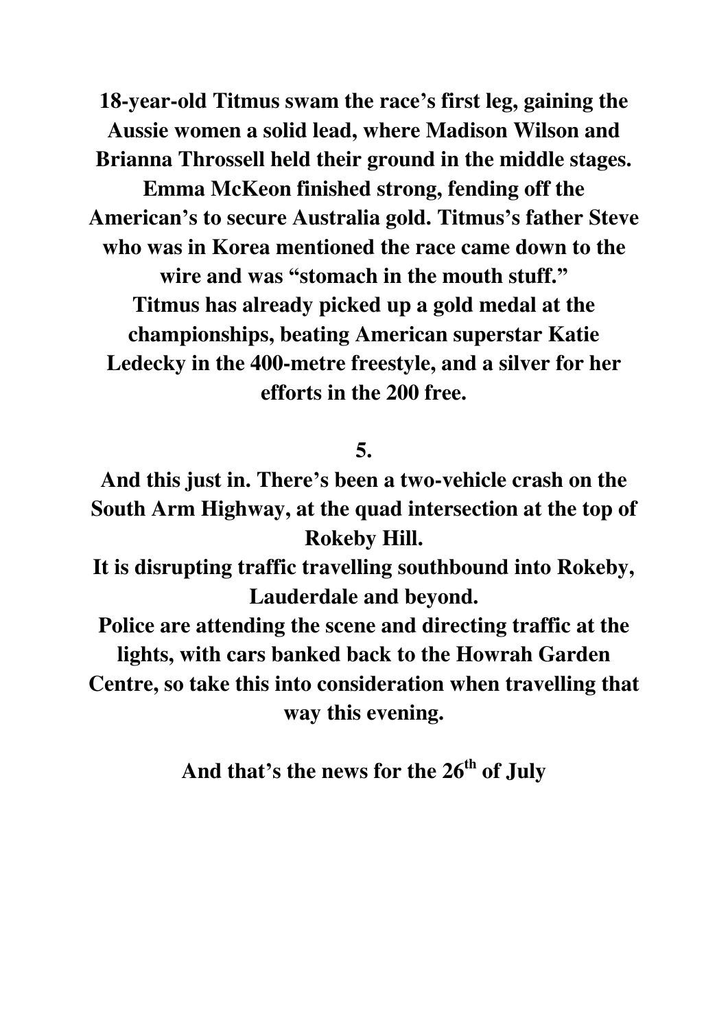**18-year-old Titmus swam the race's first leg, gaining the Aussie women a solid lead, where Madison Wilson and Brianna Throssell held their ground in the middle stages. Emma McKeon finished strong, fending off the American's to secure Australia gold. Titmus's father Steve who was in Korea mentioned the race came down to the wire and was "stomach in the mouth stuff."**

**Titmus has already picked up a gold medal at the championships, beating American superstar Katie Ledecky in the 400-metre freestyle, and a silver for her efforts in the 200 free.**

**5.**

**And this just in. There's been a two-vehicle crash on the South Arm Highway, at the quad intersection at the top of Rokeby Hill.**

**It is disrupting traffic travelling southbound into Rokeby, Lauderdale and beyond.**

**Police are attending the scene and directing traffic at the lights, with cars banked back to the Howrah Garden Centre, so take this into consideration when travelling that way this evening.**

**And that's the news for the 26th of July**